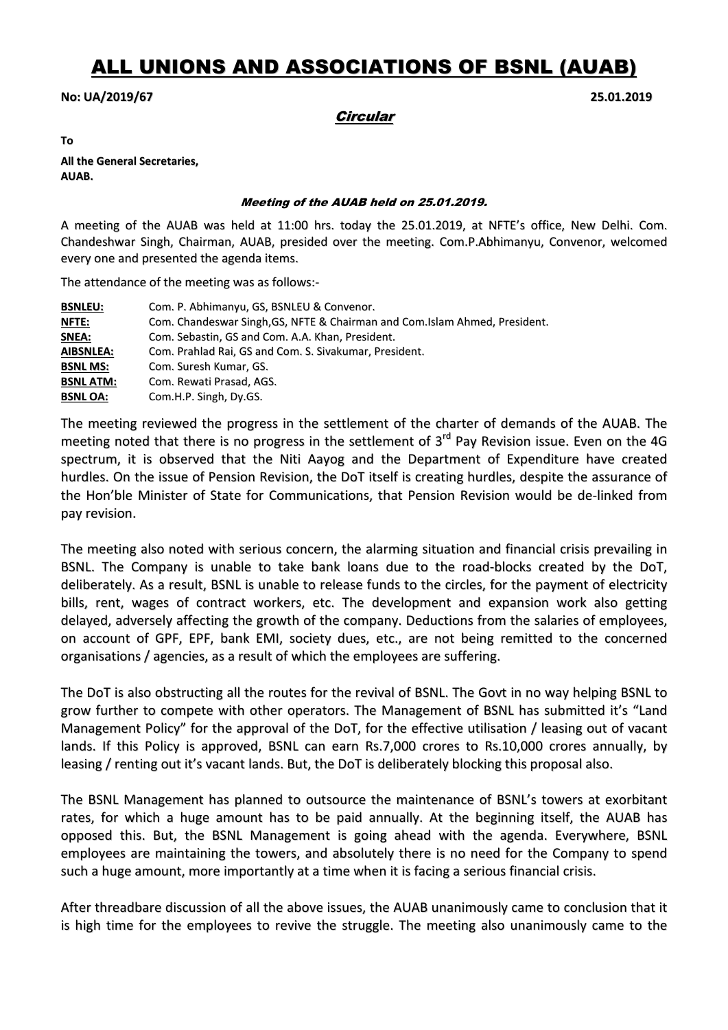# ALL UNIONS AND ASSOCIATIONS OF BSNL (AUAB)

**No: UA/2019/67** **25.01.2019**

***Circular***

**To**

**All the General Secretaries,**
**AUAB.**

***Meeting of the AUAB held on 25.01.2019.***

A meeting of the AUAB was held at 11:00 hrs. today the 25.01.2019, at NFTE's office, New Delhi. Com. Chandeshwar Singh, Chairman, AUAB, presided over the meeting. Com.P.Abhimanyu, Convenor, welcomed every one and presented the agenda items.

The attendance of the meeting was as follows:-

**BSNLEU:** Com. P. Abhimanyu, GS, BSNLEU & Convenor.
**NFTE:** Com. Chandeswar Singh,GS, NFTE & Chairman and Com.Islam Ahmed, President.
**SNEA:** Com. Sebastin, GS and Com. A.A. Khan, President.
**AIBSNLEA:** Com. Prahlad Rai, GS and Com. S. Sivakumar, President.
**BSNL MS:** Com. Suresh Kumar, GS.
**BSNL ATM:** Com. Rewati Prasad, AGS.
**BSNL OA:** Com.H.P. Singh, Dy.GS.

The meeting reviewed the progress in the settlement of the charter of demands of the AUAB. The meeting noted that there is no progress in the settlement of 3rd Pay Revision issue. Even on the 4G spectrum, it is observed that the Niti Aayog and the Department of Expenditure have created hurdles. On the issue of Pension Revision, the DoT itself is creating hurdles, despite the assurance of the Hon'ble Minister of State for Communications, that Pension Revision would be de-linked from pay revision.

The meeting also noted with serious concern, the alarming situation and financial crisis prevailing in BSNL. The Company is unable to take bank loans due to the road-blocks created by the DoT, deliberately. As a result, BSNL is unable to release funds to the circles, for the payment of electricity bills, rent, wages of contract workers, etc. The development and expansion work also getting delayed, adversely affecting the growth of the company. Deductions from the salaries of employees, on account of GPF, EPF, bank EMI, society dues, etc., are not being remitted to the concerned organisations / agencies, as a result of which the employees are suffering.

The DoT is also obstructing all the routes for the revival of BSNL. The Govt in no way helping BSNL to grow further to compete with other operators. The Management of BSNL has submitted it's "Land Management Policy" for the approval of the DoT, for the effective utilisation / leasing out of vacant lands. If this Policy is approved, BSNL can earn Rs.7,000 crores to Rs.10,000 crores annually, by leasing / renting out it's vacant lands. But, the DoT is deliberately blocking this proposal also.

The BSNL Management has planned to outsource the maintenance of BSNL's towers at exorbitant rates, for which a huge amount has to be paid annually. At the beginning itself, the AUAB has opposed this. But, the BSNL Management is going ahead with the agenda. Everywhere, BSNL employees are maintaining the towers, and absolutely there is no need for the Company to spend such a huge amount, more importantly at a time when it is facing a serious financial crisis.

After threadbare discussion of all the above issues, the AUAB unanimously came to conclusion that it is high time for the employees to revive the struggle. The meeting also unanimously came to the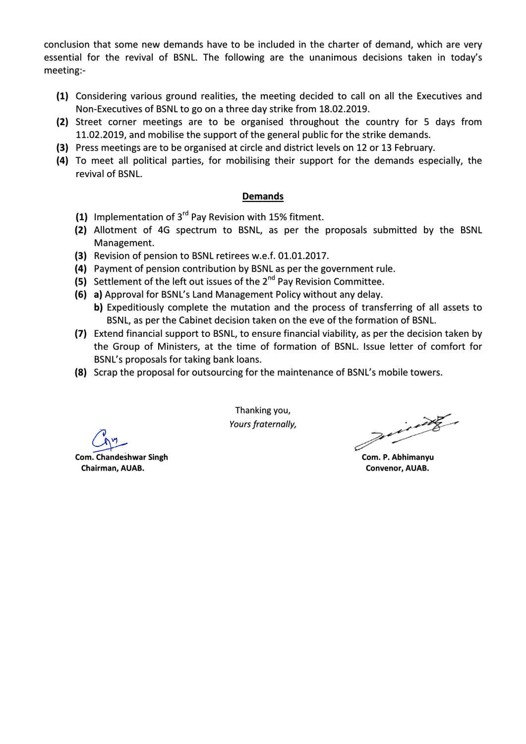conclusion that some new demands have to be included in the charter of demand, which are very essential for the revival of BSNL. The following are the unanimous decisions taken in today's meeting:-

**(1)** Considering various ground realities, the meeting decided to call on all the Executives and Non-Executives of BSNL to go on a three day strike from 18.02.2019.
**(2)** Street corner meetings are to be organised throughout the country for 5 days from 11.02.2019, and mobilise the support of the general public for the strike demands.
**(3)** Press meetings are to be organised at circle and district levels on 12 or 13 February.
**(4)** To meet all political parties, for mobilising their support for the demands especially, the revival of BSNL.

**Demands**

**(1)** Implementation of 3rd Pay Revision with 15% fitment.
**(2)** Allotment of 4G spectrum to BSNL, as per the proposals submitted by the BSNL Management.
**(3)** Revision of pension to BSNL retirees w.e.f. 01.01.2017.
**(4)** Payment of pension contribution by BSNL as per the government rule.
**(5)** Settlement of the left out issues of the 2nd Pay Revision Committee.
**(6)** **a)** Approval for BSNL's Land Management Policy without any delay.
**b)** Expeditiously complete the mutation and the process of transferring of all assets to BSNL, as per the Cabinet decision taken on the eve of the formation of BSNL.
**(7)** Extend financial support to BSNL, to ensure financial viability, as per the decision taken by the Group of Ministers, at the time of formation of BSNL. Issue letter of comfort for BSNL's proposals for taking bank loans.
**(8)** Scrap the proposal for outsourcing for the maintenance of BSNL's mobile towers.

Thanking you,
*Yours fraternally,*

**Com. Chandeshwar Singh**
**Chairman, AUAB.**

**Com. P. Abhimanyu**
**Convenor, AUAB.**